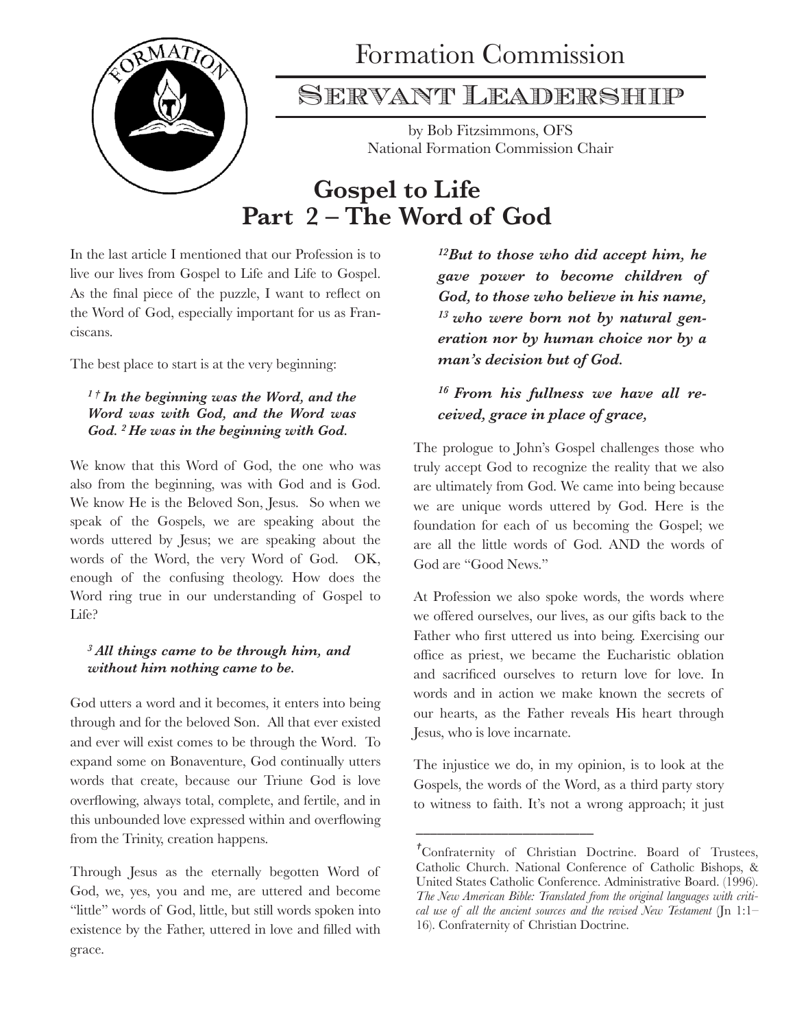# Formation Commission

## Servant Leadership

by Bob Fitzsimmons, OFS
National Formation Commission Chair

# Gospel to Life
# Part 2 – The Word of God

In the last article I mentioned that our Profession is to live our lives from Gospel to Life and Life to Gospel. As the final piece of the puzzle, I want to reflect on the Word of God, especially important for us as Franciscans.

The best place to start is at the very beginning:

> ***[1 †] In the beginning was the Word, and the Word was with God, and the Word was God. [2] He was in the beginning with God.***

We know that this Word of God, the one who was also from the beginning, was with God and is God. We know He is the Beloved Son, Jesus. So when we speak of the Gospels, we are speaking about the words uttered by Jesus; we are speaking about the words of the Word, the very Word of God. OK, enough of the confusing theology. How does the Word ring true in our understanding of Gospel to Life?

> ***[3] All things came to be through him, and without him nothing came to be.***

God utters a word and it becomes, it enters into being through and for the beloved Son. All that ever existed and ever will exist comes to be through the Word. To expand some on Bonaventure, God continually utters words that create, because our Triune God is love overflowing, always total, complete, and fertile, and in this unbounded love expressed within and overflowing from the Trinity, creation happens.

Through Jesus as the eternally begotten Word of God, we, yes, you and me, are uttered and become "little" words of God, little, but still words spoken into existence by the Father, uttered in love and filled with grace.

> ***[12] But to those who did accept him, he gave power to become children of God, to those who believe in his name, [13] who were born not by natural generation nor by human choice nor by a man's decision but of God.***
>
> ***[16] From his fullness we have all received, grace in place of grace,***

The prologue to John's Gospel challenges those who truly accept God to recognize the reality that we also are ultimately from God. We came into being because we are unique words uttered by God. Here is the foundation for each of us becoming the Gospel; we are all the little words of God. AND the words of God are "Good News."

At Profession we also spoke words, the words where we offered ourselves, our lives, as our gifts back to the Father who first uttered us into being. Exercising our office as priest, we became the Eucharistic oblation and sacrificed ourselves to return love for love. In words and in action we make known the secrets of our hearts, as the Father reveals His heart through Jesus, who is love incarnate.

The injustice we do, in my opinion, is to look at the Gospels, the words of the Word, as a third party story to witness to faith. It's not a wrong approach; it just

---

† Confraternity of Christian Doctrine. Board of Trustees, Catholic Church. National Conference of Catholic Bishops, & United States Catholic Conference. Administrative Board. (1996). *The New American Bible: Translated from the original languages with critical use of all the ancient sources and the revised New Testament* (Jn 1:1–16). Confraternity of Christian Doctrine.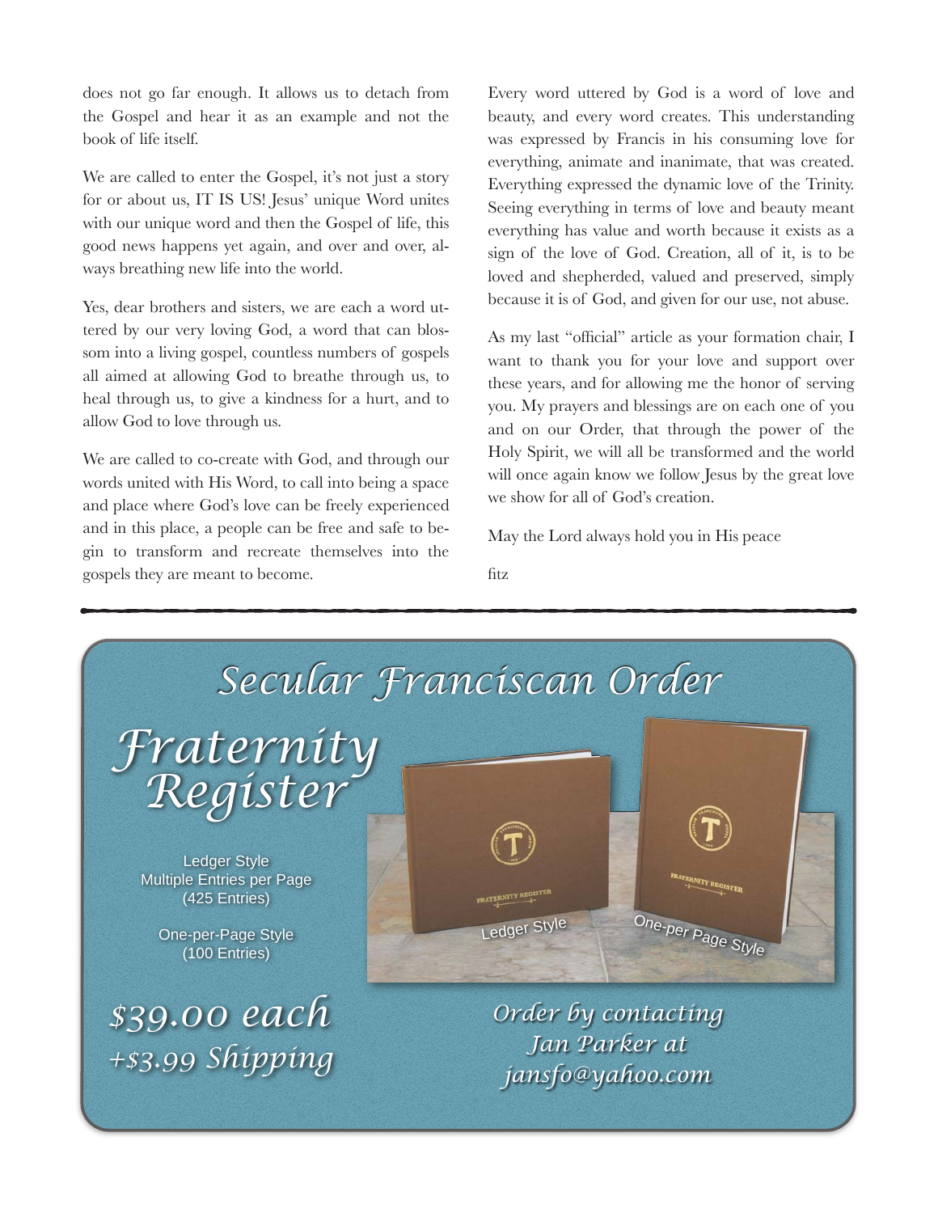does not go far enough. It allows us to detach from the Gospel and hear it as an example and not the book of life itself.

We are called to enter the Gospel, it's not just a story for or about us, IT IS US! Jesus' unique Word unites with our unique word and then the Gospel of life, this good news happens yet again, and over and over, always breathing new life into the world.

Yes, dear brothers and sisters, we are each a word uttered by our very loving God, a word that can blossom into a living gospel, countless numbers of gospels all aimed at allowing God to breathe through us, to heal through us, to give a kindness for a hurt, and to allow God to love through us.

We are called to co-create with God, and through our words united with His Word, to call into being a space and place where God's love can be freely experienced and in this place, a people can be free and safe to begin to transform and recreate themselves into the gospels they are meant to become.

Every word uttered by God is a word of love and beauty, and every word creates. This understanding was expressed by Francis in his consuming love for everything, animate and inanimate, that was created. Everything expressed the dynamic love of the Trinity. Seeing everything in terms of love and beauty meant everything has value and worth because it exists as a sign of the love of God. Creation, all of it, is to be loved and shepherded, valued and preserved, simply because it is of God, and given for our use, not abuse.

As my last "official" article as your formation chair, I want to thank you for your love and support over these years, and for allowing me the honor of serving you. My prayers and blessings are on each one of you and on our Order, that through the power of the Holy Spirit, we will all be transformed and the world will once again know we follow Jesus by the great love we show for all of God's creation.

May the Lord always hold you in His peace

fitz

---

## *Secular Franciscan Order*

# *Fraternity Register*

Ledger Style
Multiple Entries per Page
(425 Entries)

One-per-Page Style
(100 Entries)

Ledger Style

One-per Page Style

*$39.00 each*
*+$3.99 Shipping*

*Order by contacting*
*Jan Parker at*
*jansfo@yahoo.com*